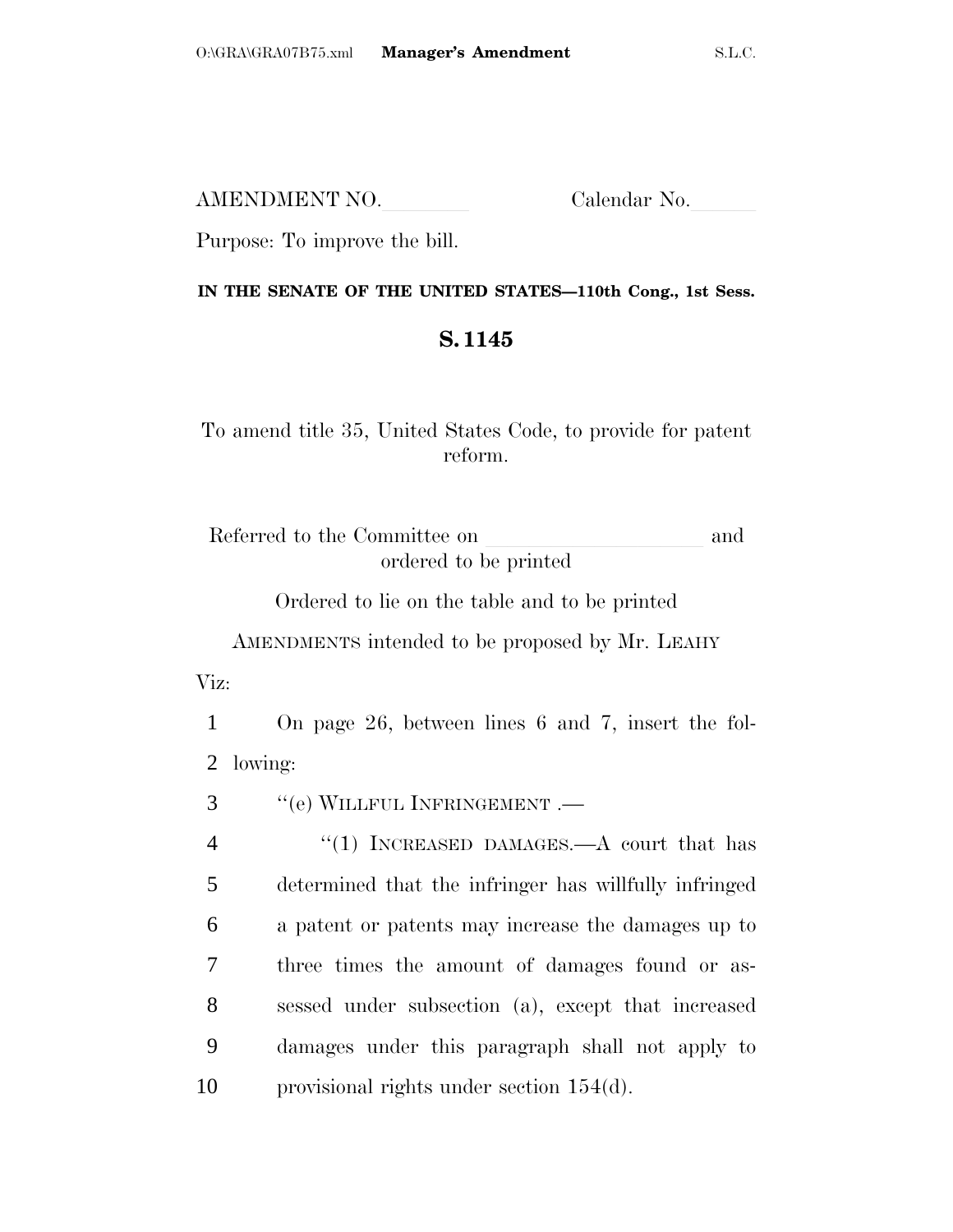AMENDMENT NO.\_\_\_\_\_\_\_\_ Calendar No.\_\_\_\_\_\_

Purpose: To improve the bill.

**IN THE SENATE OF THE UNITED STATES—110th Cong., 1st Sess.**

## S. 1145

To amend title 35, United States Code, to provide for patent reform.

Referred to the Committee on \_\_\_\_\_\_\_\_\_\_\_\_\_\_\_\_\_\_\_\_ and ordered to be printed

Ordered to lie on the table and to be printed

AMENDMENTS intended to be proposed by Mr. LEAHY

Viz:

1 On page 26, between lines 6 and 7, insert the fol-
2 lowing:

3 "(e) WILLFUL INFRINGEMENT .—

4 "(1) INCREASED DAMAGES.—A court that has
5 determined that the infringer has willfully infringed
6 a patent or patents may increase the damages up to
7 three times the amount of damages found or as-
8 sessed under subsection (a), except that increased
9 damages under this paragraph shall not apply to
10 provisional rights under section 154(d).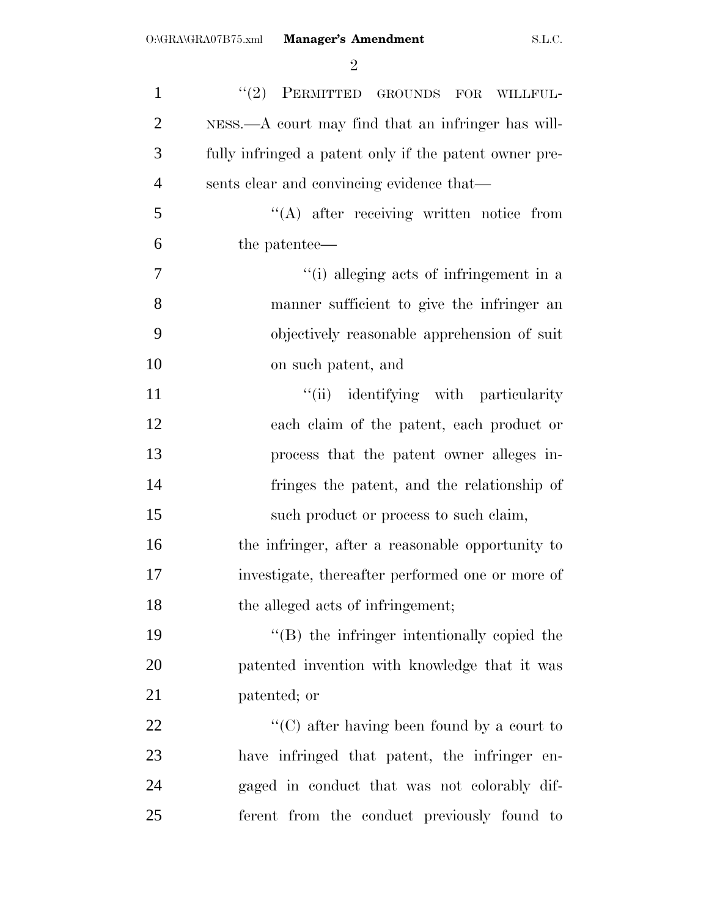"(2) PERMITTED GROUNDS FOR WILLFULNESS.—A court may find that an infringer has willfully infringed a patent only if the patent owner presents clear and convincing evidence that—

"(A) after receiving written notice from the patentee—

"(i) alleging acts of infringement in a manner sufficient to give the infringer an objectively reasonable apprehension of suit on such patent, and

"(ii) identifying with particularity each claim of the patent, each product or process that the patent owner alleges infringes the patent, and the relationship of such product or process to such claim,

the infringer, after a reasonable opportunity to investigate, thereafter performed one or more of the alleged acts of infringement;

"(B) the infringer intentionally copied the patented invention with knowledge that it was patented; or

"(C) after having been found by a court to have infringed that patent, the infringer engaged in conduct that was not colorably different from the conduct previously found to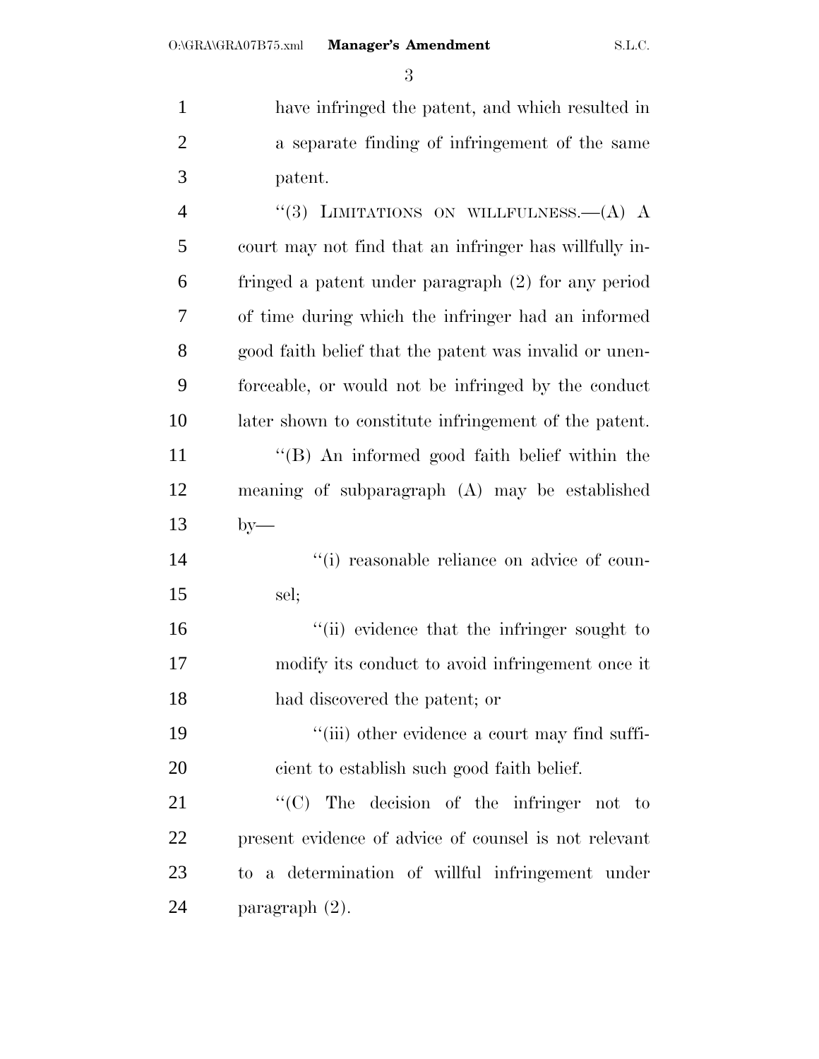have infringed the patent, and which resulted in a separate finding of infringement of the same patent.

"(3) LIMITATIONS ON WILLFULNESS.—(A) A court may not find that an infringer has willfully infringed a patent under paragraph (2) for any period of time during which the infringer had an informed good faith belief that the patent was invalid or unenforceable, or would not be infringed by the conduct later shown to constitute infringement of the patent.

"(B) An informed good faith belief within the meaning of subparagraph (A) may be established by—

"(i) reasonable reliance on advice of counsel;

"(ii) evidence that the infringer sought to modify its conduct to avoid infringement once it had discovered the patent; or

"(iii) other evidence a court may find sufficient to establish such good faith belief.

"(C) The decision of the infringer not to present evidence of advice of counsel is not relevant to a determination of willful infringement under paragraph (2).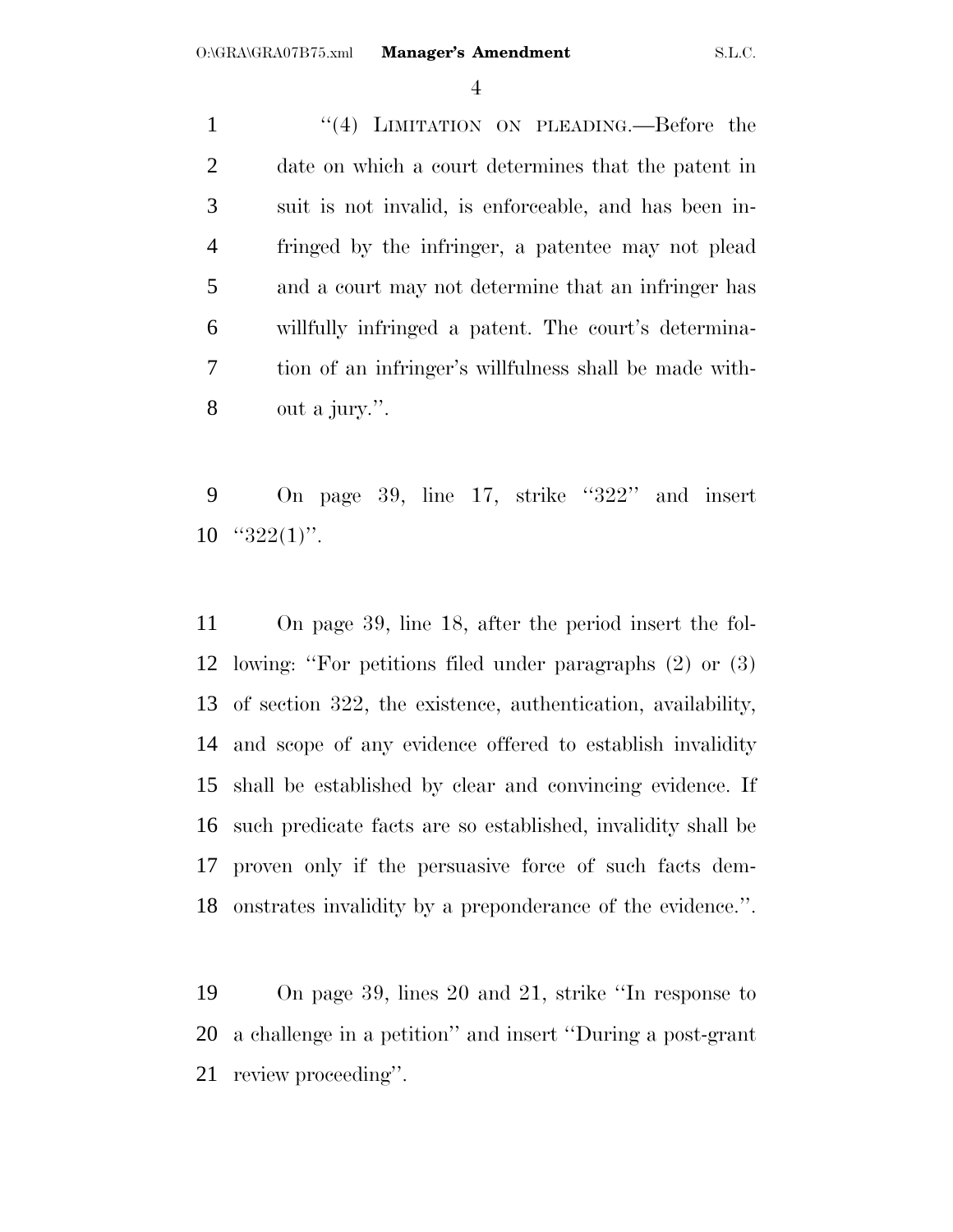"(4) LIMITATION ON PLEADING.—Before the date on which a court determines that the patent in suit is not invalid, is enforceable, and has been infringed by the infringer, a patentee may not plead and a court may not determine that an infringer has willfully infringed a patent. The court's determination of an infringer's willfulness shall be made without a jury.".

On page 39, line 17, strike "322" and insert "322(1)".

On page 39, line 18, after the period insert the following: "For petitions filed under paragraphs (2) or (3) of section 322, the existence, authentication, availability, and scope of any evidence offered to establish invalidity shall be established by clear and convincing evidence. If such predicate facts are so established, invalidity shall be proven only if the persuasive force of such facts demonstrates invalidity by a preponderance of the evidence.".

On page 39, lines 20 and 21, strike "In response to a challenge in a petition" and insert "During a post-grant review proceeding".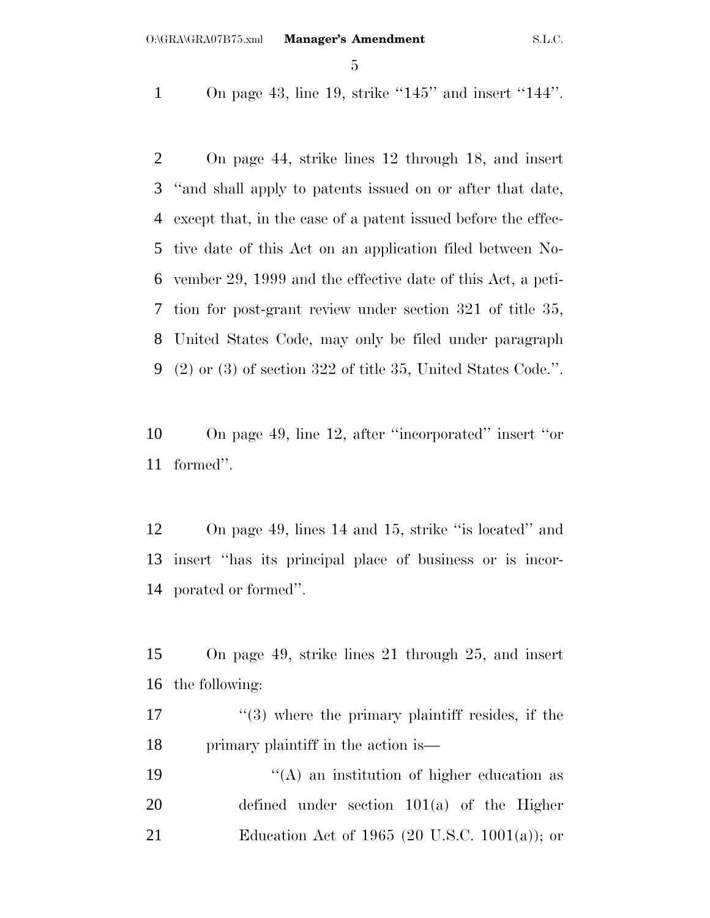On page 43, line 19, strike "145" and insert "144".

On page 44, strike lines 12 through 18, and insert "and shall apply to patents issued on or after that date, except that, in the case of a patent issued before the effective date of this Act on an application filed between November 29, 1999 and the effective date of this Act, a petition for post-grant review under section 321 of title 35, United States Code, may only be filed under paragraph (2) or (3) of section 322 of title 35, United States Code.".

On page 49, line 12, after "incorporated" insert "or formed".

On page 49, lines 14 and 15, strike "is located" and insert "has its principal place of business or is incorporated or formed".

On page 49, strike lines 21 through 25, and insert the following:

"(3) where the primary plaintiff resides, if the primary plaintiff in the action is—

"(A) an institution of higher education as defined under section 101(a) of the Higher Education Act of 1965 (20 U.S.C. 1001(a)); or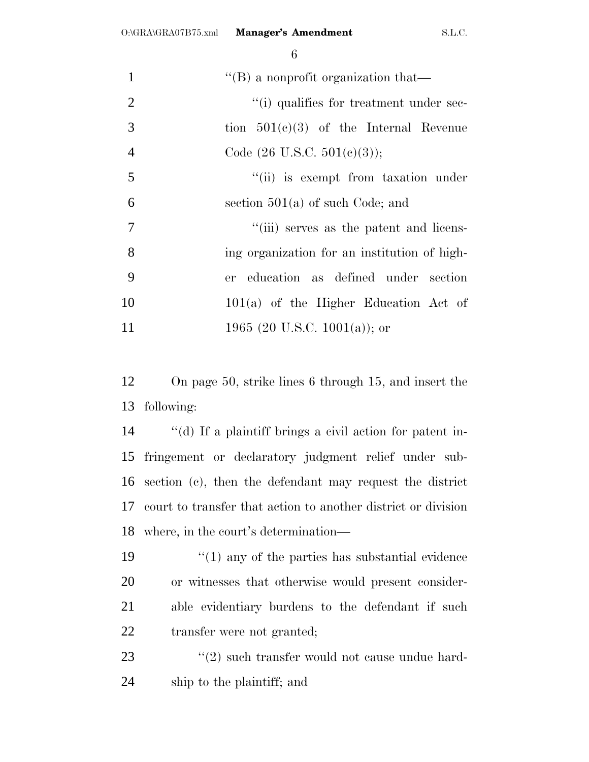"(B) a nonprofit organization that—

"(i) qualifies for treatment under section 501(c)(3) of the Internal Revenue Code (26 U.S.C. 501(c)(3));

"(ii) is exempt from taxation under section 501(a) of such Code; and

"(iii) serves as the patent and licensing organization for an institution of higher education as defined under section 101(a) of the Higher Education Act of 1965 (20 U.S.C. 1001(a)); or

On page 50, strike lines 6 through 15, and insert the following:

"(d) If a plaintiff brings a civil action for patent infringement or declaratory judgment relief under subsection (c), then the defendant may request the district court to transfer that action to another district or division where, in the court's determination—

"(1) any of the parties has substantial evidence or witnesses that otherwise would present considerable evidentiary burdens to the defendant if such transfer were not granted;

"(2) such transfer would not cause undue hardship to the plaintiff; and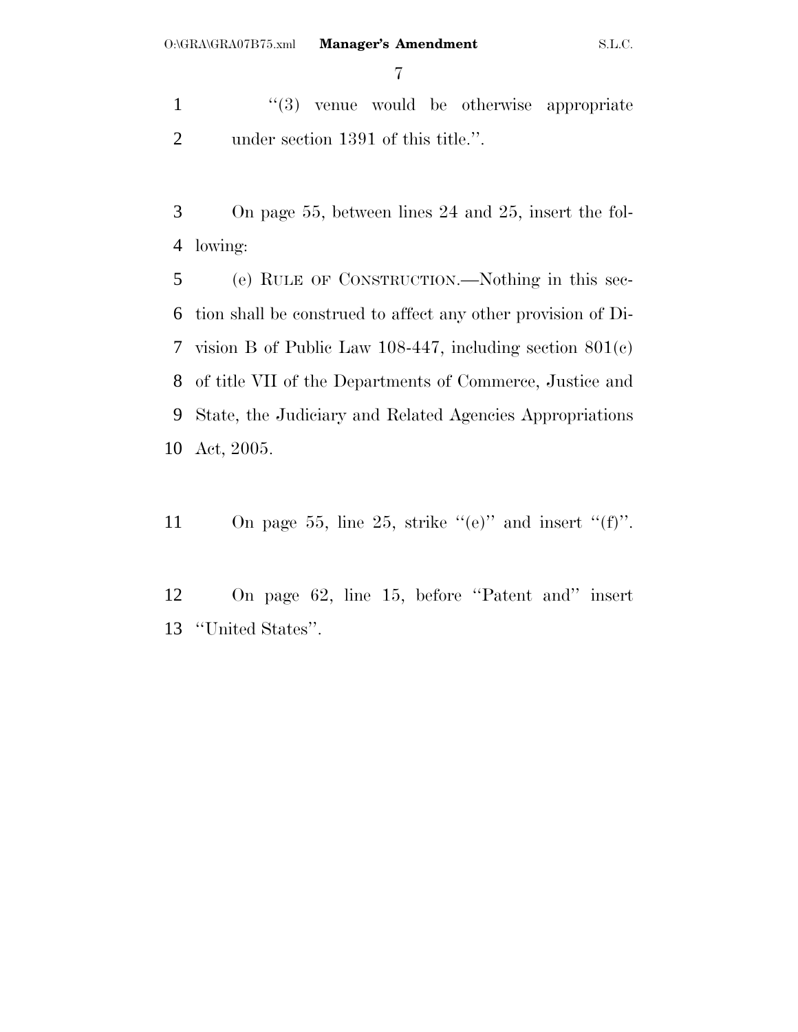"(3) venue would be otherwise appropriate under section 1391 of this title.".

On page 55, between lines 24 and 25, insert the following:

(e) RULE OF CONSTRUCTION.—Nothing in this section shall be construed to affect any other provision of Division B of Public Law 108-447, including section 801(c) of title VII of the Departments of Commerce, Justice and State, the Judiciary and Related Agencies Appropriations Act, 2005.

On page 55, line 25, strike "(e)" and insert "(f)".

On page 62, line 15, before "Patent and" insert "United States".